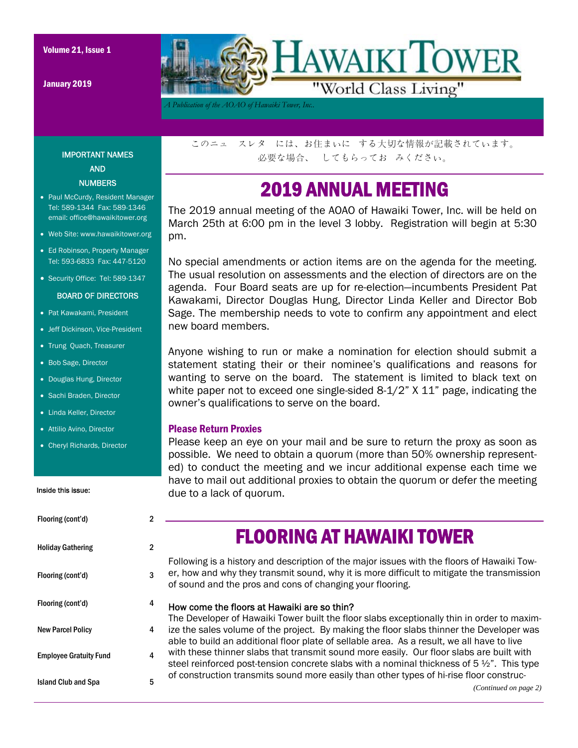Volume 21, Issue 1

January 2019

# HAWAIKI TOWER

"World Class Living"

*A Publication of the AOAO of Hawaiki Tower, Inc.*

このニュ　スレタ　には、お住まいに　する大切な情報が記載されています。
必要な場合、　してもらってお　みください。

## 2019 ANNUAL MEETING

The 2019 annual meeting of the AOAO of Hawaiki Tower, Inc. will be held on March 25th at 6:00 pm in the level 3 lobby. Registration will begin at 5:30 pm.

No special amendments or action items are on the agenda for the meeting. The usual resolution on assessments and the election of directors are on the agenda. Four Board seats are up for re-election—incumbents President Pat Kawakami, Director Douglas Hung, Director Linda Keller and Director Bob Sage. The membership needs to vote to confirm any appointment and elect new board members.

Anyone wishing to run or make a nomination for election should submit a statement stating their or their nominee's qualifications and reasons for wanting to serve on the board. The statement is limited to black text on white paper not to exceed one single-sided 8-1/2" X 11" page, indicating the owner's qualifications to serve on the board.

### Please Return Proxies

Please keep an eye on your mail and be sure to return the proxy as soon as possible. We need to obtain a quorum (more than 50% ownership represented) to conduct the meeting and we incur additional expense each time we have to mail out additional proxies to obtain the quorum or defer the meeting due to a lack of quorum.

## FLOORING AT HAWAIKI TOWER

Following is a history and description of the major issues with the floors of Hawaiki Tower, how and why they transmit sound, why it is more difficult to mitigate the transmission of sound and the pros and cons of changing your flooring.

### How come the floors at Hawaiki are so thin?

The Developer of Hawaiki Tower built the floor slabs exceptionally thin in order to maximize the sales volume of the project. By making the floor slabs thinner the Developer was able to build an additional floor plate of sellable area. As a result, we all have to live with these thinner slabs that transmit sound more easily. Our floor slabs are built with steel reinforced post-tension concrete slabs with a nominal thickness of 5 ½". This type of construction transmits sound more easily than other types of hi-rise floor construc-

*(Continued on page 2)*

### IMPORTANT NAMES AND NUMBERS

- Paul McCurdy, Resident Manager Tel: 589-1344 Fax: 589-1346 email: office@hawaikitower.org
- Web Site: www.hawaikitower.org
- Ed Robinson, Property Manager Tel: 593-6833 Fax: 447-5120
- Security Office: Tel: 589-1347

### BOARD OF DIRECTORS

- Pat Kawakami, President
- Jeff Dickinson, Vice-President
- Trung Quach, Treasurer
- Bob Sage, Director
- Douglas Hung, Director
- Sachi Braden, Director
- Linda Keller, Director
- Attilio Avino, Director
- Cheryl Richards, Director

**Inside this issue:**

| | |
|---|---|
| Flooring (cont'd) | 2 |
| Holiday Gathering | 2 |
| Flooring (cont'd) | 3 |
| Flooring (cont'd) | 4 |
| New Parcel Policy | 4 |
| Employee Gratuity Fund | 4 |
| Island Club and Spa | 5 |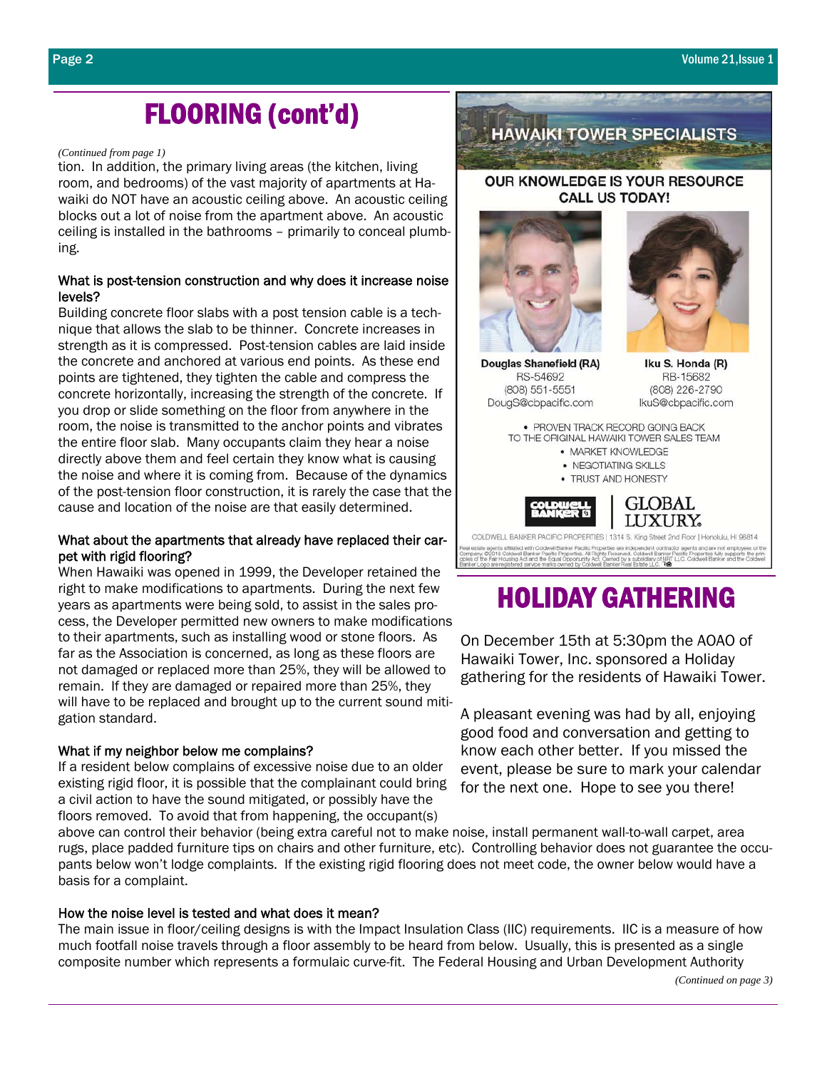# FLOORING (cont'd)

*(Continued from page 1)*

tion. In addition, the primary living areas (the kitchen, living room, and bedrooms) of the vast majority of apartments at Hawaiki do NOT have an acoustic ceiling above. An acoustic ceiling blocks out a lot of noise from the apartment above. An acoustic ceiling is installed in the bathrooms – primarily to conceal plumbing.

### What is post-tension construction and why does it increase noise levels?

Building concrete floor slabs with a post tension cable is a technique that allows the slab to be thinner. Concrete increases in strength as it is compressed. Post-tension cables are laid inside the concrete and anchored at various end points. As these end points are tightened, they tighten the cable and compress the concrete horizontally, increasing the strength of the concrete. If you drop or slide something on the floor from anywhere in the room, the noise is transmitted to the anchor points and vibrates the entire floor slab. Many occupants claim they hear a noise directly above them and feel certain they know what is causing the noise and where it is coming from. Because of the dynamics of the post-tension floor construction, it is rarely the case that the cause and location of the noise are that easily determined.

### What about the apartments that already have replaced their carpet with rigid flooring?

When Hawaiki was opened in 1999, the Developer retained the right to make modifications to apartments. During the next few years as apartments were being sold, to assist in the sales process, the Developer permitted new owners to make modifications to their apartments, such as installing wood or stone floors. As far as the Association is concerned, as long as these floors are not damaged or replaced more than 25%, they will be allowed to remain. If they are damaged or repaired more than 25%, they will have to be replaced and brought up to the current sound mitigation standard.

### What if my neighbor below me complains?

If a resident below complains of excessive noise due to an older existing rigid floor, it is possible that the complainant could bring a civil action to have the sound mitigated, or possibly have the floors removed. To avoid that from happening, the occupant(s) above can control their behavior (being extra careful not to make noise, install permanent wall-to-wall carpet, area rugs, place padded furniture tips on chairs and other furniture, etc). Controlling behavior does not guarantee the occupants below won't lodge complaints. If the existing rigid flooring does not meet code, the owner below would have a basis for a complaint.

### How the noise level is tested and what does it mean?

The main issue in floor/ceiling designs is with the Impact Insulation Class (IIC) requirements. IIC is a measure of how much footfall noise travels through a floor assembly to be heard from below. Usually, this is presented as a single composite number which represents a formulaic curve-fit. The Federal Housing and Urban Development Authority

*(Continued on page 3)*

---

## HAWAIKI TOWER SPECIALISTS

**OUR KNOWLEDGE IS YOUR RESOURCE**
**CALL US TODAY!**

**Douglas Shanefield (RA)**
RS-54692
(808) 551-5551
DougS@cbpacific.com

**Iku S. Honda (R)**
RB-15682
(808) 226-2790
IkuS@cbpacific.com

- PROVEN TRACK RECORD GOING BACK TO THE ORIGINAL HAWAIKI TOWER SALES TEAM
- MARKET KNOWLEDGE
- NEGOTIATING SKILLS
- TRUST AND HONESTY

COLDWELL BANKER | GLOBAL LUXURY.

COLDWELL BANKER PACIFIC PROPERTIES | 1314 S. King Street 2nd Floor | Honolulu, HI 96814

Real estate agents affiliated with Coldwell Banker Pacific Properties are independent contractor agents and are not employees of the Company. ©2018 Coldwell Banker Pacific Properties. All Rights Reserved. Coldwell Banker Pacific Properties fully supports the principles of the Fair Housing Act and the Equal Opportunity Act. Owned by a subsidiary of NRT LLC. Coldwell Banker and the Coldwell Banker Logo are registered service marks owned by Coldwell Banker Real Estate LLC.

---

# HOLIDAY GATHERING

On December 15th at 5:30pm the AOAO of Hawaiki Tower, Inc. sponsored a Holiday gathering for the residents of Hawaiki Tower.

A pleasant evening was had by all, enjoying good food and conversation and getting to know each other better. If you missed the event, please be sure to mark your calendar for the next one. Hope to see you there!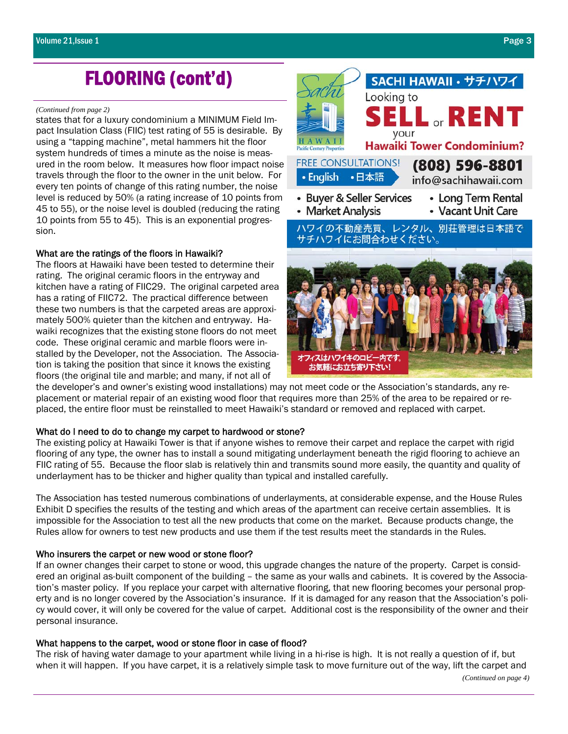# FLOORING (cont'd)

*(Continued from page 2)*

states that for a luxury condominium a MINIMUM Field Impact Insulation Class (FIIC) test rating of 55 is desirable. By using a "tapping machine", metal hammers hit the floor system hundreds of times a minute as the noise is measured in the room below. It measures how floor impact noise travels through the floor to the owner in the unit below. For every ten points of change of this rating number, the noise level is reduced by 50% (a rating increase of 10 points from 45 to 55), or the noise level is doubled (reducing the rating 10 points from 55 to 45). This is an exponential progression.

### What are the ratings of the floors in Hawaiki?

The floors at Hawaiki have been tested to determine their rating. The original ceramic floors in the entryway and kitchen have a rating of FIIC29. The original carpeted area has a rating of FIIC72. The practical difference between these two numbers is that the carpeted areas are approximately 500% quieter than the kitchen and entryway. Hawaiki recognizes that the existing stone floors do not meet code. These original ceramic and marble floors were installed by the Developer, not the Association. The Association is taking the position that since it knows the existing floors (the original tile and marble; and many, if not all of the developer's and owner's existing wood installations) may not meet code or the Association's standards, any replacement or material repair of an existing wood floor that requires more than 25% of the area to be repaired or replaced, the entire floor must be reinstalled to meet Hawaiki's standard or removed and replaced with carpet.

**SACHI HAWAII・サチハワイ**

Looking to **SELL** or **RENT** your **Hawaiki Tower Condominium?**

FREE CONSULTATIONS!
- English
- 日本語

**(808) 596-8801**
info@sachihawaii.com

- Buyer & Seller Services
- Long Term Rental
- Market Analysis
- Vacant Unit Care

ハワイの不動産売買、レンタル、別荘管理は日本語でサチハワイにお問合わせください。

オフィスはハワイキのロビー内です。お気軽にお立ち寄り下さい!

### What do I need to do to change my carpet to hardwood or stone?

The existing policy at Hawaiki Tower is that if anyone wishes to remove their carpet and replace the carpet with rigid flooring of any type, the owner has to install a sound mitigating underlayment beneath the rigid flooring to achieve an FIIC rating of 55. Because the floor slab is relatively thin and transmits sound more easily, the quantity and quality of underlayment has to be thicker and higher quality than typical and installed carefully.

The Association has tested numerous combinations of underlayments, at considerable expense, and the House Rules Exhibit D specifies the results of the testing and which areas of the apartment can receive certain assemblies. It is impossible for the Association to test all the new products that come on the market. Because products change, the Rules allow for owners to test new products and use them if the test results meet the standards in the Rules.

### Who insurers the carpet or new wood or stone floor?

If an owner changes their carpet to stone or wood, this upgrade changes the nature of the property. Carpet is considered an original as-built component of the building – the same as your walls and cabinets. It is covered by the Association's master policy. If you replace your carpet with alternative flooring, that new flooring becomes your personal property and is no longer covered by the Association's insurance. If it is damaged for any reason that the Association's policy would cover, it will only be covered for the value of carpet. Additional cost is the responsibility of the owner and their personal insurance.

### What happens to the carpet, wood or stone floor in case of flood?

The risk of having water damage to your apartment while living in a hi-rise is high. It is not really a question of if, but when it will happen. If you have carpet, it is a relatively simple task to move furniture out of the way, lift the carpet and

*(Continued on page 4)*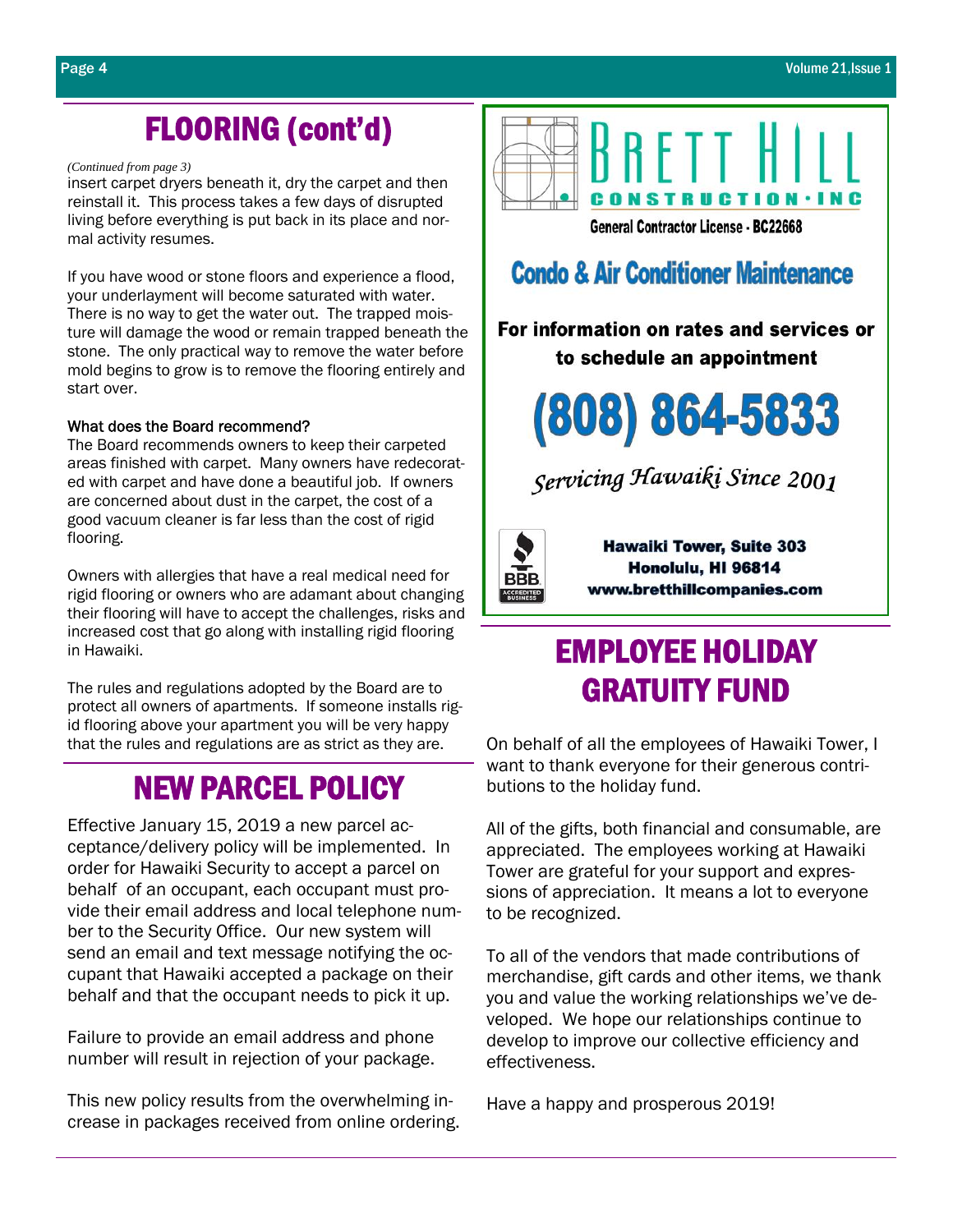## FLOORING (cont'd)

*(Continued from page 3)*

insert carpet dryers beneath it, dry the carpet and then reinstall it. This process takes a few days of disrupted living before everything is put back in its place and normal activity resumes.

If you have wood or stone floors and experience a flood, your underlayment will become saturated with water. There is no way to get the water out. The trapped moisture will damage the wood or remain trapped beneath the stone. The only practical way to remove the water before mold begins to grow is to remove the flooring entirely and start over.

What does the Board recommend?
The Board recommends owners to keep their carpeted areas finished with carpet. Many owners have redecorated with carpet and have done a beautiful job. If owners are concerned about dust in the carpet, the cost of a good vacuum cleaner is far less than the cost of rigid flooring.

Owners with allergies that have a real medical need for rigid flooring or owners who are adamant about changing their flooring will have to accept the challenges, risks and increased cost that go along with installing rigid flooring in Hawaiki.

The rules and regulations adopted by the Board are to protect all owners of apartments. If someone installs rigid flooring above your apartment you will be very happy that the rules and regulations are as strict as they are.

## NEW PARCEL POLICY

Effective January 15, 2019 a new parcel acceptance/delivery policy will be implemented. In order for Hawaiki Security to accept a parcel on behalf of an occupant, each occupant must provide their email address and local telephone number to the Security Office. Our new system will send an email and text message notifying the occupant that Hawaiki accepted a package on their behalf and that the occupant needs to pick it up.

Failure to provide an email address and phone number will result in rejection of your package.

This new policy results from the overwhelming increase in packages received from online ordering.

**BRETT HILL CONSTRUCTION · INC**

General Contractor License - BC22668

**Condo & Air Conditioner Maintenance**

**For information on rates and services or to schedule an appointment**

**(808) 864-5833**

*Servicing Hawaiki Since 2001*

BBB Accredited Business

**Hawaiki Tower, Suite 303**
**Honolulu, HI 96814**
**www.bretthillcompanies.com**

## EMPLOYEE HOLIDAY GRATUITY FUND

On behalf of all the employees of Hawaiki Tower, I want to thank everyone for their generous contributions to the holiday fund.

All of the gifts, both financial and consumable, are appreciated. The employees working at Hawaiki Tower are grateful for your support and expressions of appreciation. It means a lot to everyone to be recognized.

To all of the vendors that made contributions of merchandise, gift cards and other items, we thank you and value the working relationships we've developed. We hope our relationships continue to develop to improve our collective efficiency and effectiveness.

Have a happy and prosperous 2019!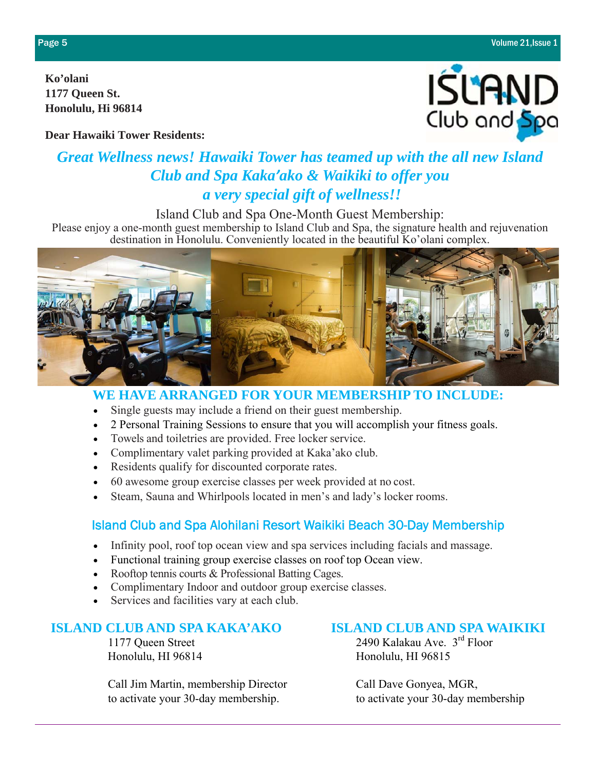**Ko'olani**
**1177 Queen St.**
**Honolulu, Hi 96814**

**Dear Hawaiki Tower Residents:**

## *Great Wellness news! Hawaiki Tower has teamed up with the all new Island Club and Spa Kaka'ako & Waikiki to offer you a very special gift of wellness!!*

Island Club and Spa One-Month Guest Membership:

Please enjoy a one-month guest membership to Island Club and Spa, the signature health and rejuvenation destination in Honolulu. Conveniently located in the beautiful Ko'olani complex.

### WE HAVE ARRANGED FOR YOUR MEMBERSHIP TO INCLUDE:

- Single guests may include a friend on their guest membership.
- 2 Personal Training Sessions to ensure that you will accomplish your fitness goals.
- Towels and toiletries are provided. Free locker service.
- Complimentary valet parking provided at Kaka'ako club.
- Residents qualify for discounted corporate rates.
- 60 awesome group exercise classes per week provided at no cost.
- Steam, Sauna and Whirlpools located in men's and lady's locker rooms.

### Island Club and Spa Alohilani Resort Waikiki Beach 30-Day Membership

- Infinity pool, roof top ocean view and spa services including facials and massage.
- Functional training group exercise classes on roof top Ocean view.
- Rooftop tennis courts & Professional Batting Cages.
- Complimentary Indoor and outdoor group exercise classes.
- Services and facilities vary at each club.

### ISLAND CLUB AND SPA KAKA'AKO

1177 Queen Street
Honolulu, HI 96814

Call Jim Martin, membership Director
to activate your 30-day membership.

### ISLAND CLUB AND SPA WAIKIKI

2490 Kalakau Ave. 3rd Floor
Honolulu, HI 96815

Call Dave Gonyea, MGR,
to activate your 30-day membership